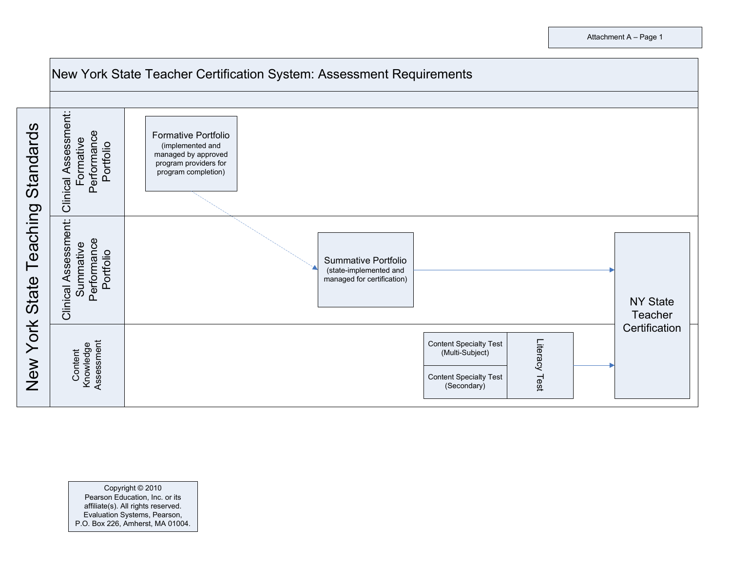Attachment A – Page 1

# New York State Teacher Certification System: Assessment Requirements

**New York State Teaching Standards**

| | | | |
|---|---|---|---|
| **Clinical Assessment: Formative Performance Portfolio** | Formative Portfolio (implemented and managed by approved program providers for program completion) | | |
| **Clinical Assessment: Summative Performance Portfolio** | | Summative Portfolio (state-implemented and managed for certification) → | NY State Teacher Certification |
| **Content Knowledge Assessment** | | Content Specialty Test (Multi-Subject); Content Specialty Test (Secondary); Literacy Test → | NY State Teacher Certification |

The Formative Portfolio leads to the Summative Portfolio (dashed arrow). The Summative Portfolio and the Content Specialty Tests/Literacy Test each lead to NY State Teacher Certification.

Copyright © 2010
Pearson Education, Inc. or its affiliate(s). All rights reserved.
Evaluation Systems, Pearson,
P.O. Box 226, Amherst, MA 01004.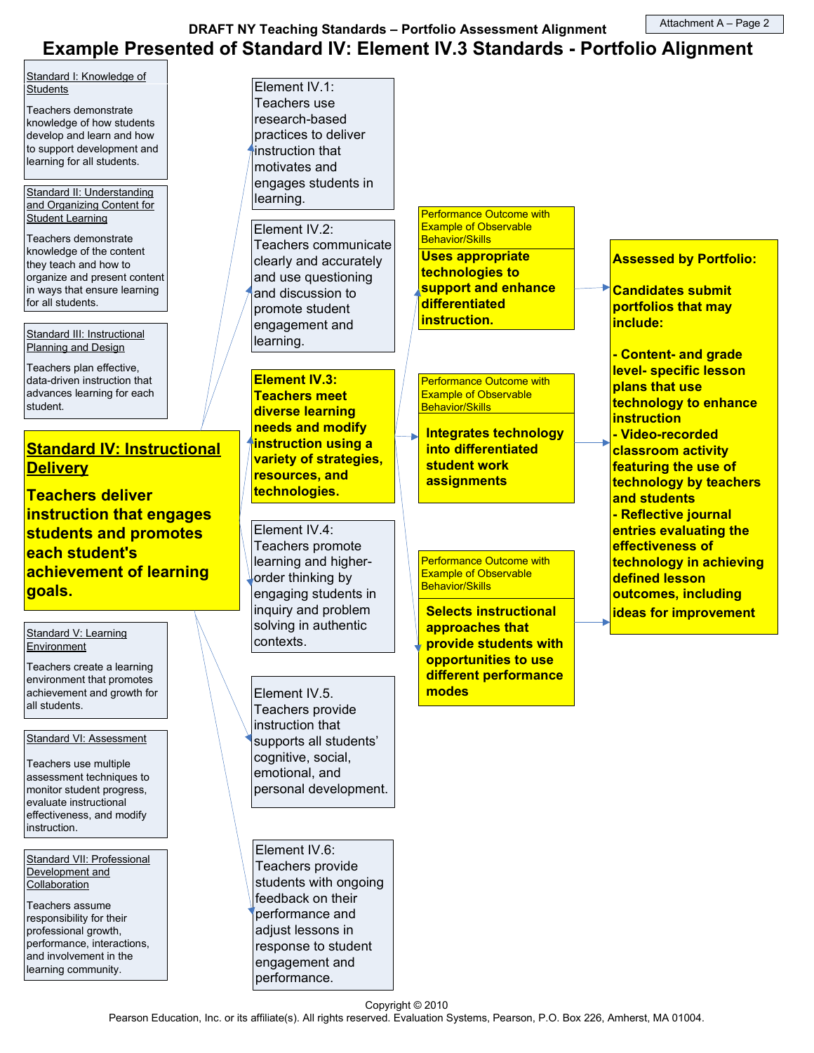Attachment A – Page 2

DRAFT NY Teaching Standards – Portfolio Assessment Alignment

# Example Presented of Standard IV: Element IV.3 Standards - Portfolio Alignment

Standard I: Knowledge of Students

Teachers demonstrate knowledge of how students develop and learn and how to support development and learning for all students.

Standard II: Understanding and Organizing Content for Student Learning

Teachers demonstrate knowledge of the content they teach and how to organize and present content in ways that ensure learning for all students.

Standard III: Instructional Planning and Design

Teachers plan effective, data-driven instruction that advances learning for each student.

**Standard IV: Instructional Delivery**

**Teachers deliver instruction that engages students and promotes each student's achievement of learning goals.**

Standard V: Learning Environment

Teachers create a learning environment that promotes achievement and growth for all students.

Standard VI: Assessment

Teachers use multiple assessment techniques to monitor student progress, evaluate instructional effectiveness, and modify instruction.

Standard VII: Professional Development and Collaboration

Teachers assume responsibility for their professional growth, performance, interactions, and involvement in the learning community.

Element IV.1: Teachers use research-based practices to deliver instruction that motivates and engages students in learning.

Element IV.2: Teachers communicate clearly and accurately and use questioning and discussion to promote student engagement and learning.

**Element IV.3: Teachers meet diverse learning needs and modify instruction using a variety of strategies, resources, and technologies.**

Element IV.4: Teachers promote learning and higher-order thinking by engaging students in inquiry and problem solving in authentic contexts.

Element IV.5. Teachers provide instruction that supports all students' cognitive, social, emotional, and personal development.

Element IV.6: Teachers provide students with ongoing feedback on their performance and adjust lessons in response to student engagement and performance.

Performance Outcome with Example of Observable Behavior/Skills

**Uses appropriate technologies to support and enhance differentiated instruction.**

Performance Outcome with Example of Observable Behavior/Skills

**Integrates technology into differentiated student work assignments**

Performance Outcome with Example of Observable Behavior/Skills

**Selects instructional approaches that provide students with opportunities to use different performance modes**

**Assessed by Portfolio:**

**Candidates submit portfolios that may include:**

**- Content- and grade level- specific lesson plans that use technology to enhance instruction**
**- Video-recorded classroom activity featuring the use of technology by teachers and students**
**- Reflective journal entries evaluating the effectiveness of technology in achieving defined lesson outcomes, including ideas for improvement**

Copyright © 2010
Pearson Education, Inc. or its affiliate(s). All rights reserved. Evaluation Systems, Pearson, P.O. Box 226, Amherst, MA 01004.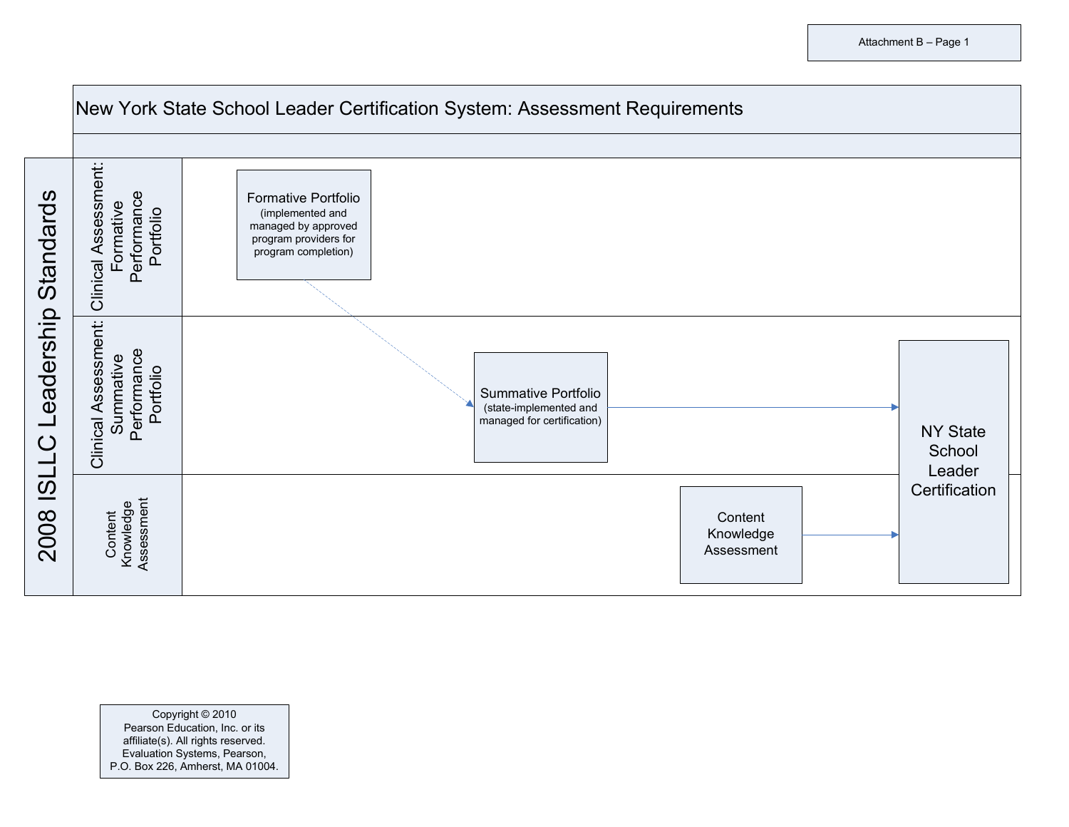Attachment B – Page 1

# New York State School Leader Certification System: Assessment Requirements

**2008 ISLLC Leadership Standards**

| Assessment Area | Components | |
|---|---|---|
| Clinical Assessment: Formative Performance Portfolio | Formative Portfolio (implemented and managed by approved program providers for program completion) → leads to Summative Portfolio | |
| Clinical Assessment: Summative Performance Portfolio | Summative Portfolio (state-implemented and managed for certification) → | NY State School Leader Certification |
| Content Knowledge Assessment | Content Knowledge Assessment → | NY State School Leader Certification |

Copyright © 2010
Pearson Education, Inc. or its affiliate(s). All rights reserved.
Evaluation Systems, Pearson,
P.O. Box 226, Amherst, MA 01004.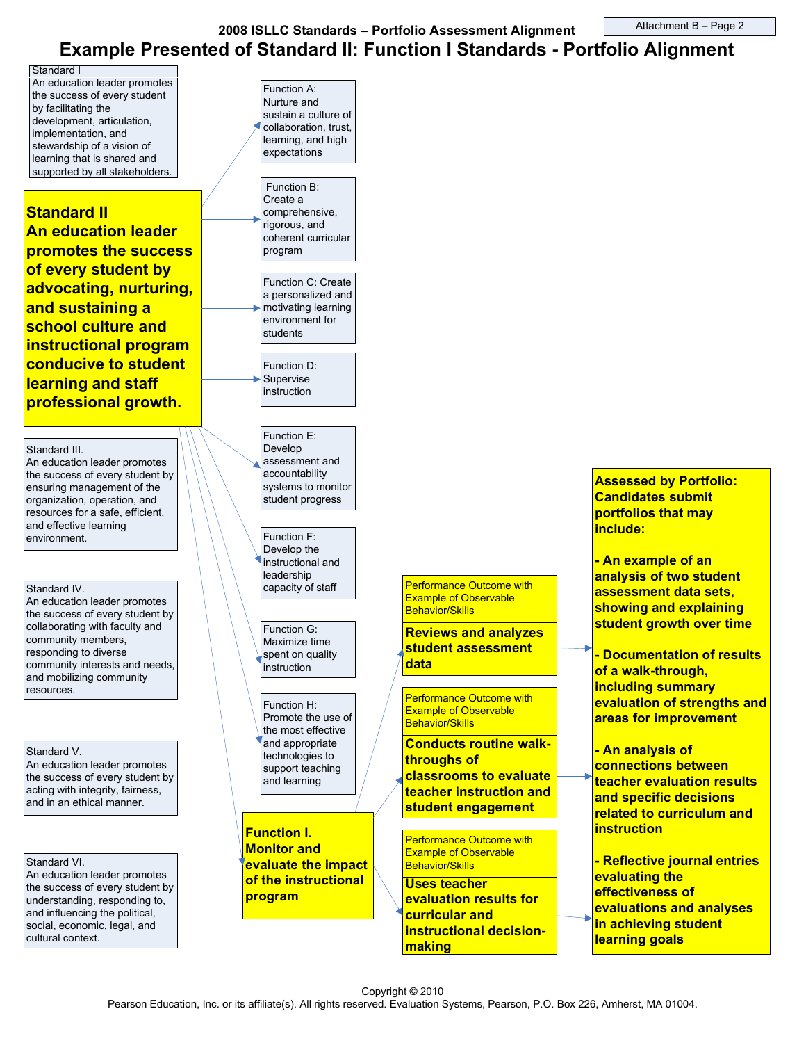Attachment B – Page 2

2008 ISLLC Standards – Portfolio Assessment Alignment

# Example Presented of Standard II: Function I Standards - Portfolio Alignment

Standard I
An education leader promotes the success of every student by facilitating the development, articulation, implementation, and stewardship of a vision of learning that is shared and supported by all stakeholders.

**Standard II**
**An education leader promotes the success of every student by advocating, nurturing, and sustaining a school culture and instructional program conducive to student learning and staff professional growth.**

Standard III.
An education leader promotes the success of every student by ensuring management of the organization, operation, and resources for a safe, efficient, and effective learning environment.

Standard IV.
An education leader promotes the success of every student by collaborating with faculty and community members, responding to diverse community interests and needs, and mobilizing community resources.

Standard V.
An education leader promotes the success of every student by acting with integrity, fairness, and in an ethical manner.

Standard VI.
An education leader promotes the success of every student by understanding, responding to, and influencing the political, social, economic, legal, and cultural context.

Function A: Nurture and sustain a culture of collaboration, trust, learning, and high expectations

Function B: Create a comprehensive, rigorous, and coherent curricular program

Function C: Create a personalized and motivating learning environment for students

Function D: Supervise instruction

Function E: Develop assessment and accountability systems to monitor student progress

Function F: Develop the instructional and leadership capacity of staff

Function G: Maximize time spent on quality instruction

Function H: Promote the use of the most effective and appropriate technologies to support teaching and learning

**Function I. Monitor and evaluate the impact of the instructional program**

Performance Outcome with Example of Observable Behavior/Skills
**Reviews and analyzes student assessment data**

Performance Outcome with Example of Observable Behavior/Skills
**Conducts routine walk-throughs of classrooms to evaluate teacher instruction and student engagement**

Performance Outcome with Example of Observable Behavior/Skills
**Uses teacher evaluation results for curricular and instructional decision-making**

**Assessed by Portfolio: Candidates submit portfolios that may include:**

**- An example of an analysis of two student assessment data sets, showing and explaining student growth over time**

**- Documentation of results of a walk-through, including summary evaluation of strengths and areas for improvement**

**- An analysis of connections between teacher evaluation results and specific decisions related to curriculum and instruction**

**- Reflective journal entries evaluating the effectiveness of evaluations and analyses in achieving student learning goals**

Copyright © 2010
Pearson Education, Inc. or its affiliate(s). All rights reserved. Evaluation Systems, Pearson, P.O. Box 226, Amherst, MA 01004.